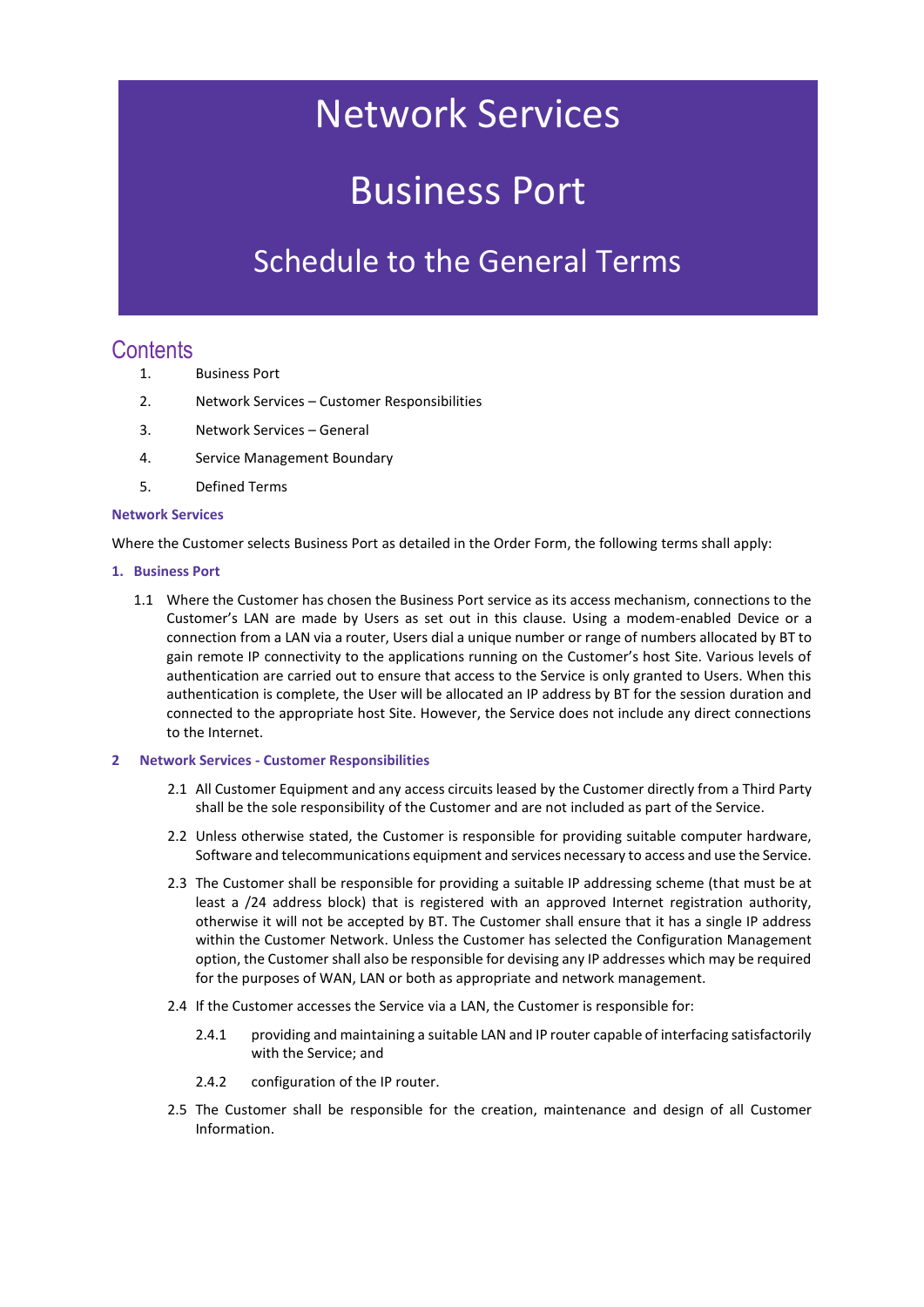# Network Services

# Business Port

## Schedule to the General Terms

## Contents

1. Business Port
2. Network Services – Customer Responsibilities
3. Network Services – General
4. Service Management Boundary
5. Defined Terms

**Network Services**

Where the Customer selects Business Port as detailed in the Order Form, the following terms shall apply:

**1. Business Port**

1.1 Where the Customer has chosen the Business Port service as its access mechanism, connections to the Customer's LAN are made by Users as set out in this clause. Using a modem-enabled Device or a connection from a LAN via a router, Users dial a unique number or range of numbers allocated by BT to gain remote IP connectivity to the applications running on the Customer's host Site. Various levels of authentication are carried out to ensure that access to the Service is only granted to Users. When this authentication is complete, the User will be allocated an IP address by BT for the session duration and connected to the appropriate host Site. However, the Service does not include any direct connections to the Internet.

**2 Network Services - Customer Responsibilities**

2.1 All Customer Equipment and any access circuits leased by the Customer directly from a Third Party shall be the sole responsibility of the Customer and are not included as part of the Service.

2.2 Unless otherwise stated, the Customer is responsible for providing suitable computer hardware, Software and telecommunications equipment and services necessary to access and use the Service.

2.3 The Customer shall be responsible for providing a suitable IP addressing scheme (that must be at least a /24 address block) that is registered with an approved Internet registration authority, otherwise it will not be accepted by BT. The Customer shall ensure that it has a single IP address within the Customer Network. Unless the Customer has selected the Configuration Management option, the Customer shall also be responsible for devising any IP addresses which may be required for the purposes of WAN, LAN or both as appropriate and network management.

2.4 If the Customer accesses the Service via a LAN, the Customer is responsible for:

2.4.1 providing and maintaining a suitable LAN and IP router capable of interfacing satisfactorily with the Service; and

2.4.2 configuration of the IP router.

2.5 The Customer shall be responsible for the creation, maintenance and design of all Customer Information.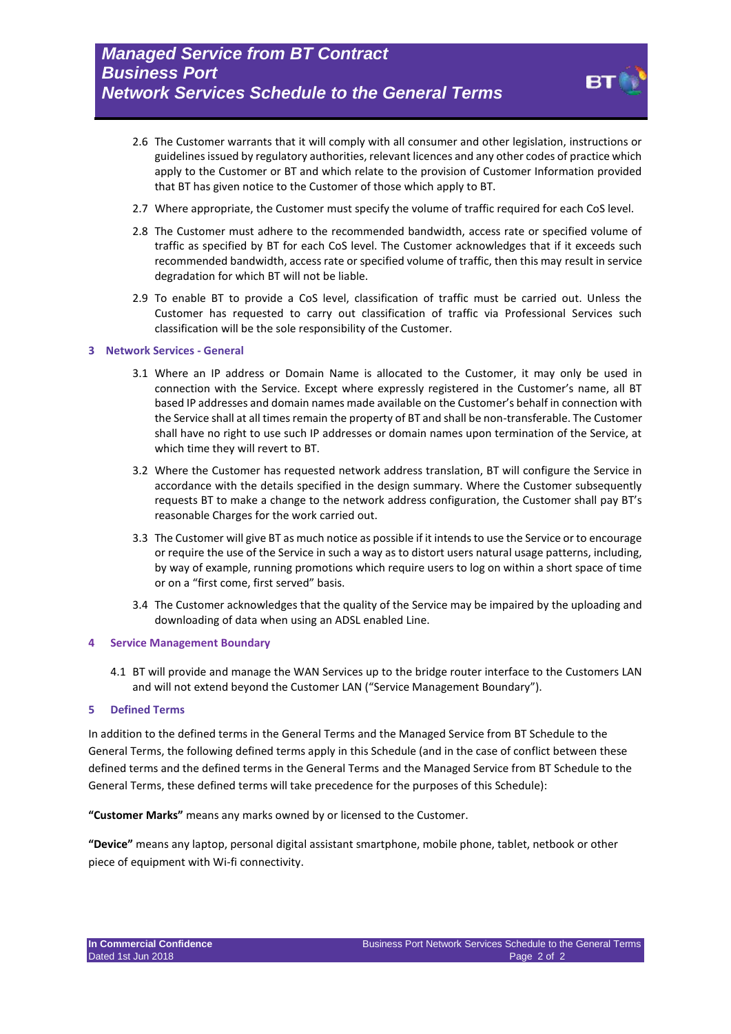2.6 The Customer warrants that it will comply with all consumer and other legislation, instructions or guidelines issued by regulatory authorities, relevant licences and any other codes of practice which apply to the Customer or BT and which relate to the provision of Customer Information provided that BT has given notice to the Customer of those which apply to BT.

2.7 Where appropriate, the Customer must specify the volume of traffic required for each CoS level.

2.8 The Customer must adhere to the recommended bandwidth, access rate or specified volume of traffic as specified by BT for each CoS level. The Customer acknowledges that if it exceeds such recommended bandwidth, access rate or specified volume of traffic, then this may result in service degradation for which BT will not be liable.

2.9 To enable BT to provide a CoS level, classification of traffic must be carried out. Unless the Customer has requested to carry out classification of traffic via Professional Services such classification will be the sole responsibility of the Customer.

## 3 Network Services - General

3.1 Where an IP address or Domain Name is allocated to the Customer, it may only be used in connection with the Service. Except where expressly registered in the Customer's name, all BT based IP addresses and domain names made available on the Customer's behalf in connection with the Service shall at all times remain the property of BT and shall be non-transferable. The Customer shall have no right to use such IP addresses or domain names upon termination of the Service, at which time they will revert to BT.

3.2 Where the Customer has requested network address translation, BT will configure the Service in accordance with the details specified in the design summary. Where the Customer subsequently requests BT to make a change to the network address configuration, the Customer shall pay BT's reasonable Charges for the work carried out.

3.3 The Customer will give BT as much notice as possible if it intends to use the Service or to encourage or require the use of the Service in such a way as to distort users natural usage patterns, including, by way of example, running promotions which require users to log on within a short space of time or on a "first come, first served" basis.

3.4 The Customer acknowledges that the quality of the Service may be impaired by the uploading and downloading of data when using an ADSL enabled Line.

## 4 Service Management Boundary

4.1 BT will provide and manage the WAN Services up to the bridge router interface to the Customers LAN and will not extend beyond the Customer LAN ("Service Management Boundary").

## 5 Defined Terms

In addition to the defined terms in the General Terms and the Managed Service from BT Schedule to the General Terms, the following defined terms apply in this Schedule (and in the case of conflict between these defined terms and the defined terms in the General Terms and the Managed Service from BT Schedule to the General Terms, these defined terms will take precedence for the purposes of this Schedule):

**"Customer Marks"** means any marks owned by or licensed to the Customer.

**"Device"** means any laptop, personal digital assistant smartphone, mobile phone, tablet, netbook or other piece of equipment with Wi-fi connectivity.